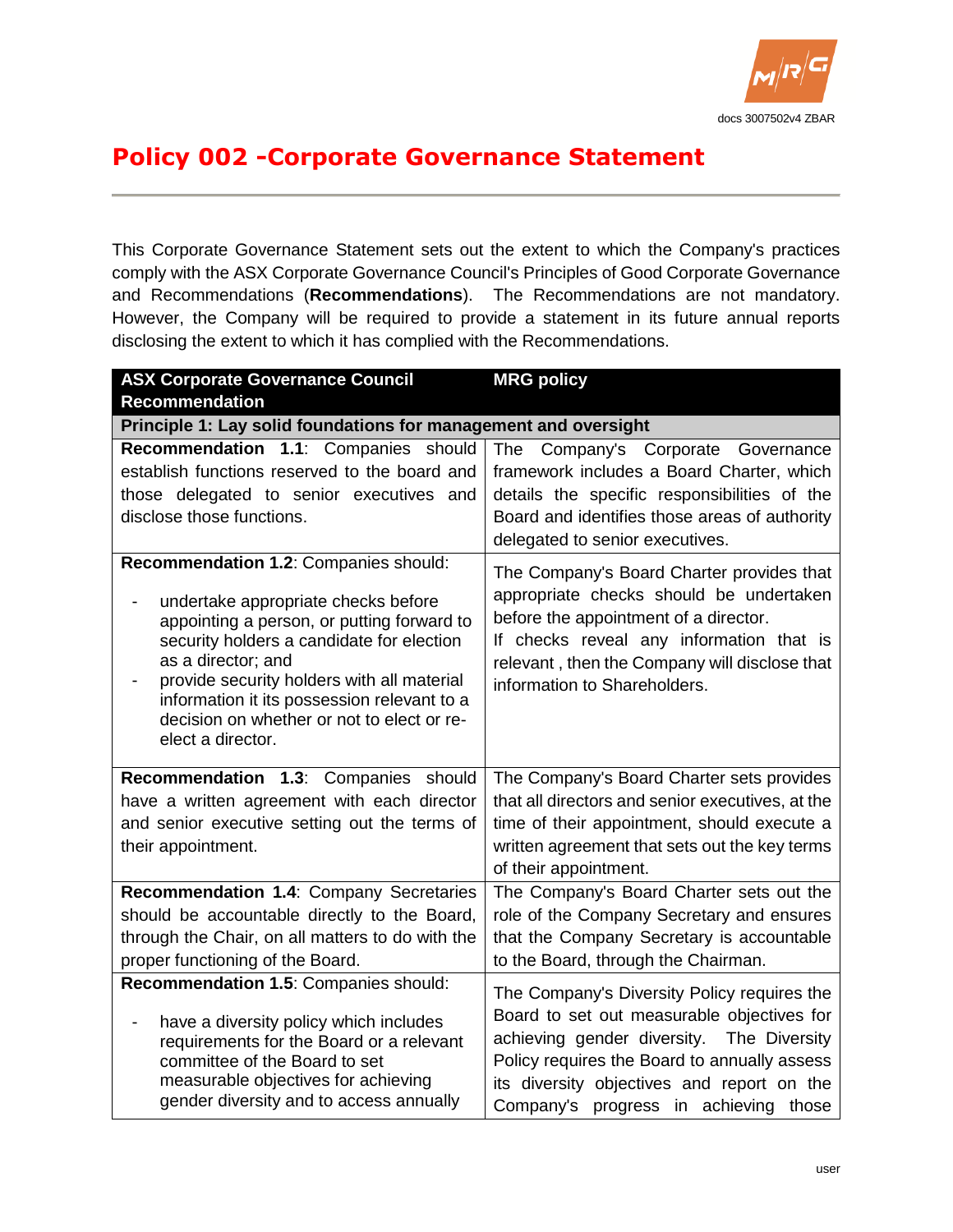docs 3007502v4 ZBAR

# Policy 002 -Corporate Governance Statement

This Corporate Governance Statement sets out the extent to which the Company's practices comply with the ASX Corporate Governance Council's Principles of Good Corporate Governance and Recommendations (**Recommendations**). The Recommendations are not mandatory. However, the Company will be required to provide a statement in its future annual reports disclosing the extent to which it has complied with the Recommendations.

| ASX Corporate Governance Council Recommendation | MRG policy |
|---|---|
| **Principle 1: Lay solid foundations for management and oversight** | |
| **Recommendation 1.1**: Companies should establish functions reserved to the board and those delegated to senior executives and disclose those functions. | The Company's Corporate Governance framework includes a Board Charter, which details the specific responsibilities of the Board and identifies those areas of authority delegated to senior executives. |
| **Recommendation 1.2**: Companies should:<br>- undertake appropriate checks before appointing a person, or putting forward to security holders a candidate for election as a director; and<br>- provide security holders with all material information it its possession relevant to a decision on whether or not to elect or re-elect a director. | The Company's Board Charter provides that appropriate checks should be undertaken before the appointment of a director.<br>If checks reveal any information that is relevant , then the Company will disclose that information to Shareholders. |
| **Recommendation 1.3**: Companies should have a written agreement with each director and senior executive setting out the terms of their appointment. | The Company's Board Charter sets provides that all directors and senior executives, at the time of their appointment, should execute a written agreement that sets out the key terms of their appointment. |
| **Recommendation 1.4**: Company Secretaries should be accountable directly to the Board, through the Chair, on all matters to do with the proper functioning of the Board. | The Company's Board Charter sets out the role of the Company Secretary and ensures that the Company Secretary is accountable to the Board, through the Chairman. |
| **Recommendation 1.5**: Companies should:<br>- have a diversity policy which includes requirements for the Board or a relevant committee of the Board to set measurable objectives for achieving gender diversity and to access annually | The Company's Diversity Policy requires the Board to set out measurable objectives for achieving gender diversity. The Diversity Policy requires the Board to annually assess its diversity objectives and report on the Company's progress in achieving those |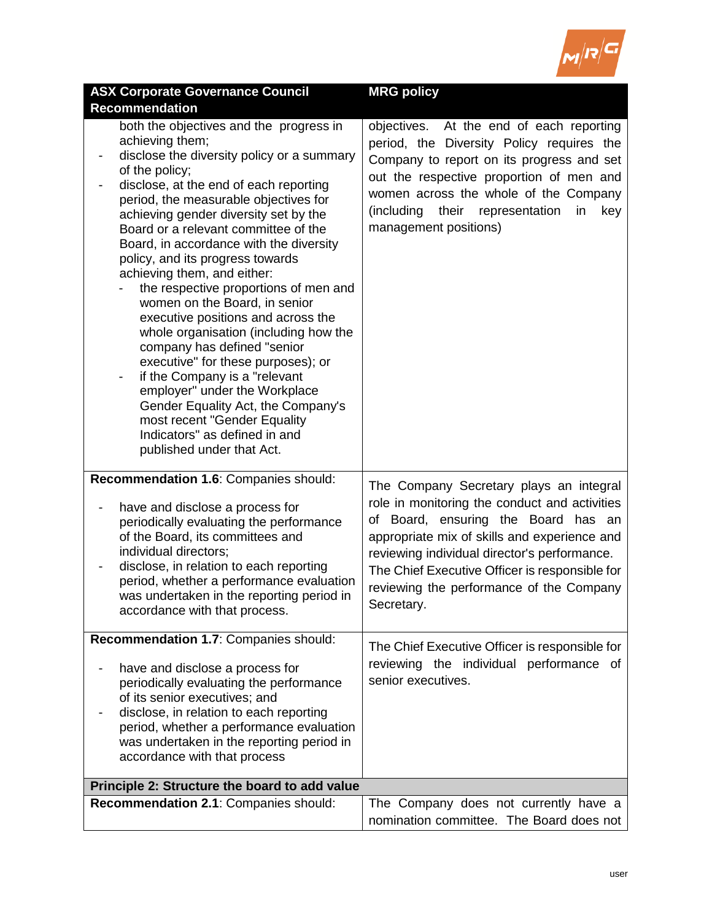| ASX Corporate Governance Council Recommendation | MRG policy |
| --- | --- |
| both the objectives and the progress in achieving them;<br>- disclose the diversity policy or a summary of the policy;<br>- disclose, at the end of each reporting period, the measurable objectives for achieving gender diversity set by the Board or a relevant committee of the Board, in accordance with the diversity policy, and its progress towards achieving them, and either:<br>&nbsp;&nbsp;- the respective proportions of men and women on the Board, in senior executive positions and across the whole organisation (including how the company has defined "senior executive" for these purposes); or<br>&nbsp;&nbsp;- if the Company is a "relevant employer" under the Workplace Gender Equality Act, the Company's most recent "Gender Equality Indicators" as defined in and published under that Act. | objectives. At the end of each reporting period, the Diversity Policy requires the Company to report on its progress and set out the respective proportion of men and women across the whole of the Company (including their representation in key management positions) |
| **Recommendation 1.6**: Companies should:<br>- have and disclose a process for periodically evaluating the performance of the Board, its committees and individual directors;<br>- disclose, in relation to each reporting period, whether a performance evaluation was undertaken in the reporting period in accordance with that process. | The Company Secretary plays an integral role in monitoring the conduct and activities of Board, ensuring the Board has an appropriate mix of skills and experience and reviewing individual director's performance. The Chief Executive Officer is responsible for reviewing the performance of the Company Secretary. |
| **Recommendation 1.7**: Companies should:<br>- have and disclose a process for periodically evaluating the performance of its senior executives; and<br>- disclose, in relation to each reporting period, whether a performance evaluation was undertaken in the reporting period in accordance with that process | The Chief Executive Officer is responsible for reviewing the individual performance of senior executives. |
| **Principle 2: Structure the board to add value** | |
| **Recommendation 2.1**: Companies should: | The Company does not currently have a nomination committee. The Board does not |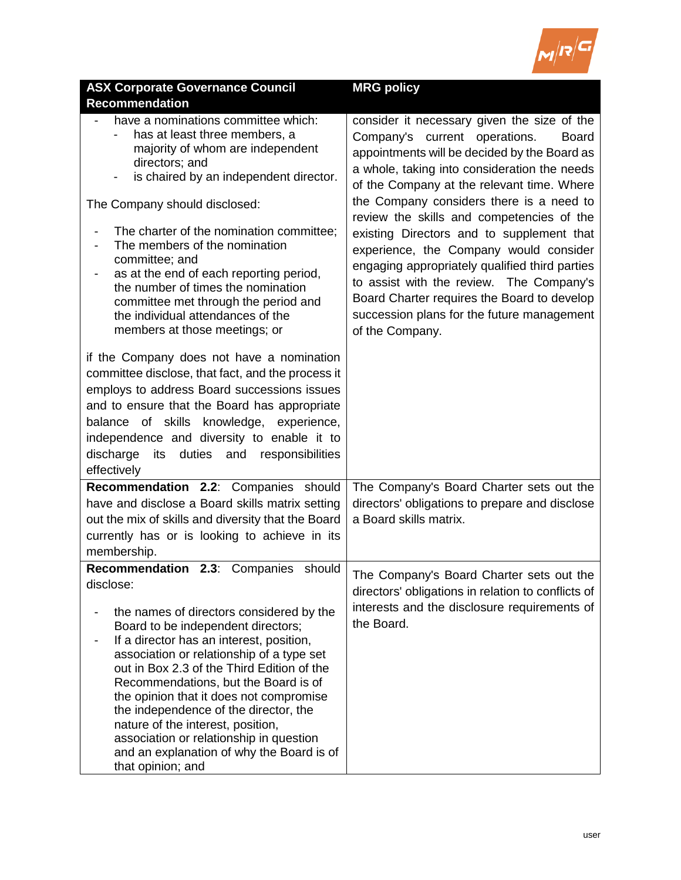| ASX Corporate Governance Council Recommendation | MRG policy |
|---|---|
| - have a nominations committee which:<br>  - has at least three members, a majority of whom are independent directors; and<br>  - is chaired by an independent director.<br><br>The Company should disclosed:<br><br>- The charter of the nomination committee;<br>- The members of the nomination committee; and<br>- as at the end of each reporting period, the number of times the nomination committee met through the period and the individual attendances of the members at those meetings; or<br><br>if the Company does not have a nomination committee disclose, that fact, and the process it employs to address Board successions issues and to ensure that the Board has appropriate balance of skills knowledge, experience, independence and diversity to enable it to discharge its duties and responsibilities effectively | consider it necessary given the size of the Company's current operations. Board appointments will be decided by the Board as a whole, taking into consideration the needs of the Company at the relevant time. Where the Company considers there is a need to review the skills and competencies of the existing Directors and to supplement that experience, the Company would consider engaging appropriately qualified third parties to assist with the review. The Company's Board Charter requires the Board to develop succession plans for the future management of the Company. |
| **Recommendation 2.2**: Companies should have and disclose a Board skills matrix setting out the mix of skills and diversity that the Board currently has or is looking to achieve in its membership. | The Company's Board Charter sets out the directors' obligations to prepare and disclose a Board skills matrix. |
| **Recommendation 2.3**: Companies should disclose:<br><br>- the names of directors considered by the Board to be independent directors;<br>- If a director has an interest, position, association or relationship of a type set out in Box 2.3 of the Third Edition of the Recommendations, but the Board is of the opinion that it does not compromise the independence of the director, the nature of the interest, position, association or relationship in question and an explanation of why the Board is of that opinion; and | The Company's Board Charter sets out the directors' obligations in relation to conflicts of interests and the disclosure requirements of the Board. |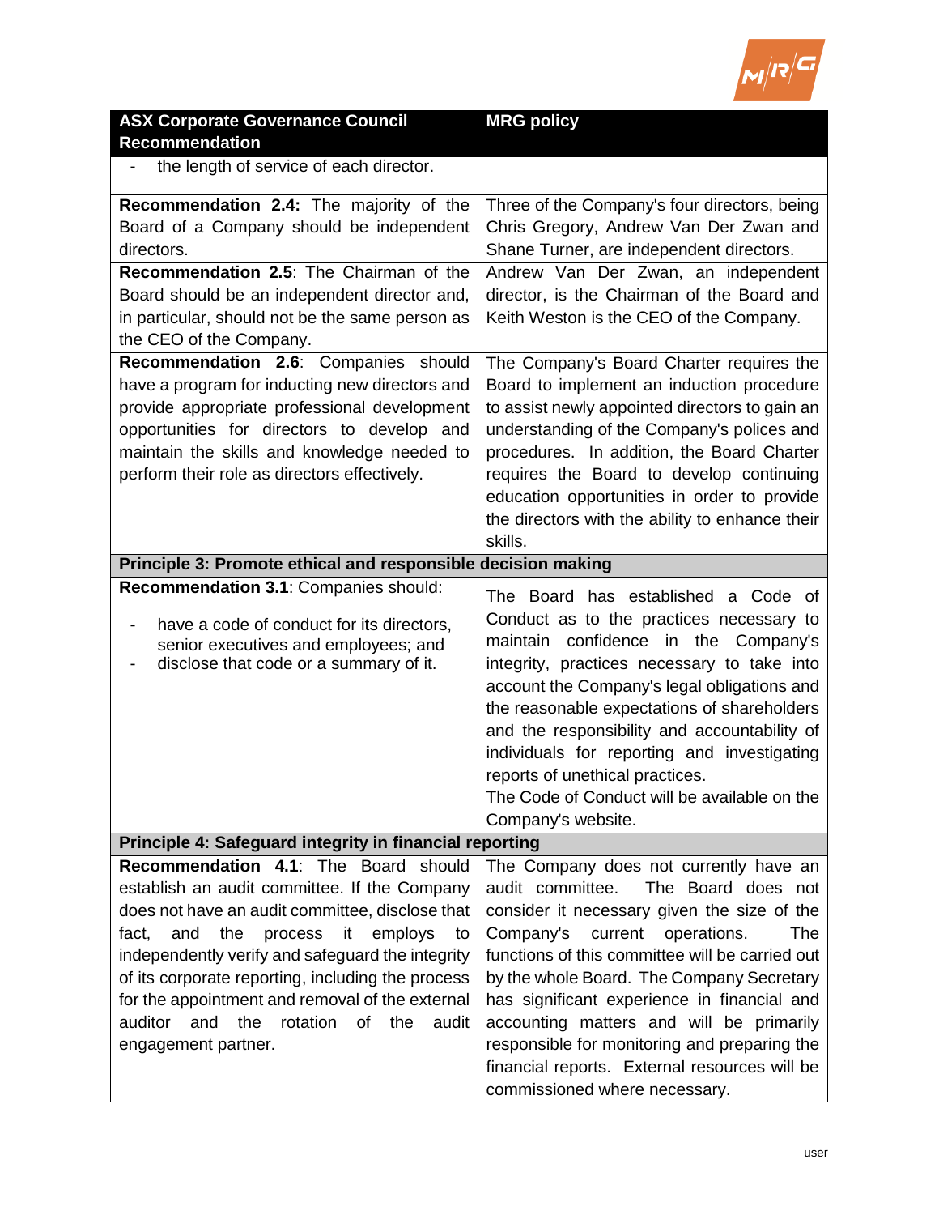| ASX Corporate Governance Council Recommendation | MRG policy |
|---|---|
| - the length of service of each director. | |
| **Recommendation 2.4:** The majority of the Board of a Company should be independent directors. | Three of the Company's four directors, being Chris Gregory, Andrew Van Der Zwan and Shane Turner, are independent directors. |
| **Recommendation 2.5**: The Chairman of the Board should be an independent director and, in particular, should not be the same person as the CEO of the Company. | Andrew Van Der Zwan, an independent director, is the Chairman of the Board and Keith Weston is the CEO of the Company. |
| **Recommendation 2.6**: Companies should have a program for inducting new directors and provide appropriate professional development opportunities for directors to develop and maintain the skills and knowledge needed to perform their role as directors effectively. | The Company's Board Charter requires the Board to implement an induction procedure to assist newly appointed directors to gain an understanding of the Company's polices and procedures. In addition, the Board Charter requires the Board to develop continuing education opportunities in order to provide the directors with the ability to enhance their skills. |
| **Principle 3: Promote ethical and responsible decision making** | |
| **Recommendation 3.1**: Companies should:<br>- have a code of conduct for its directors, senior executives and employees; and<br>- disclose that code or a summary of it. | The Board has established a Code of Conduct as to the practices necessary to maintain confidence in the Company's integrity, practices necessary to take into account the Company's legal obligations and the reasonable expectations of shareholders and the responsibility and accountability of individuals for reporting and investigating reports of unethical practices.<br>The Code of Conduct will be available on the Company's website. |
| **Principle 4: Safeguard integrity in financial reporting** | |
| **Recommendation 4.1**: The Board should establish an audit committee. If the Company does not have an audit committee, disclose that fact, and the process it employs to independently verify and safeguard the integrity of its corporate reporting, including the process for the appointment and removal of the external auditor and the rotation of the audit engagement partner. | The Company does not currently have an audit committee. The Board does not consider it necessary given the size of the Company's current operations. The functions of this committee will be carried out by the whole Board. The Company Secretary has significant experience in financial and accounting matters and will be primarily responsible for monitoring and preparing the financial reports. External resources will be commissioned where necessary. |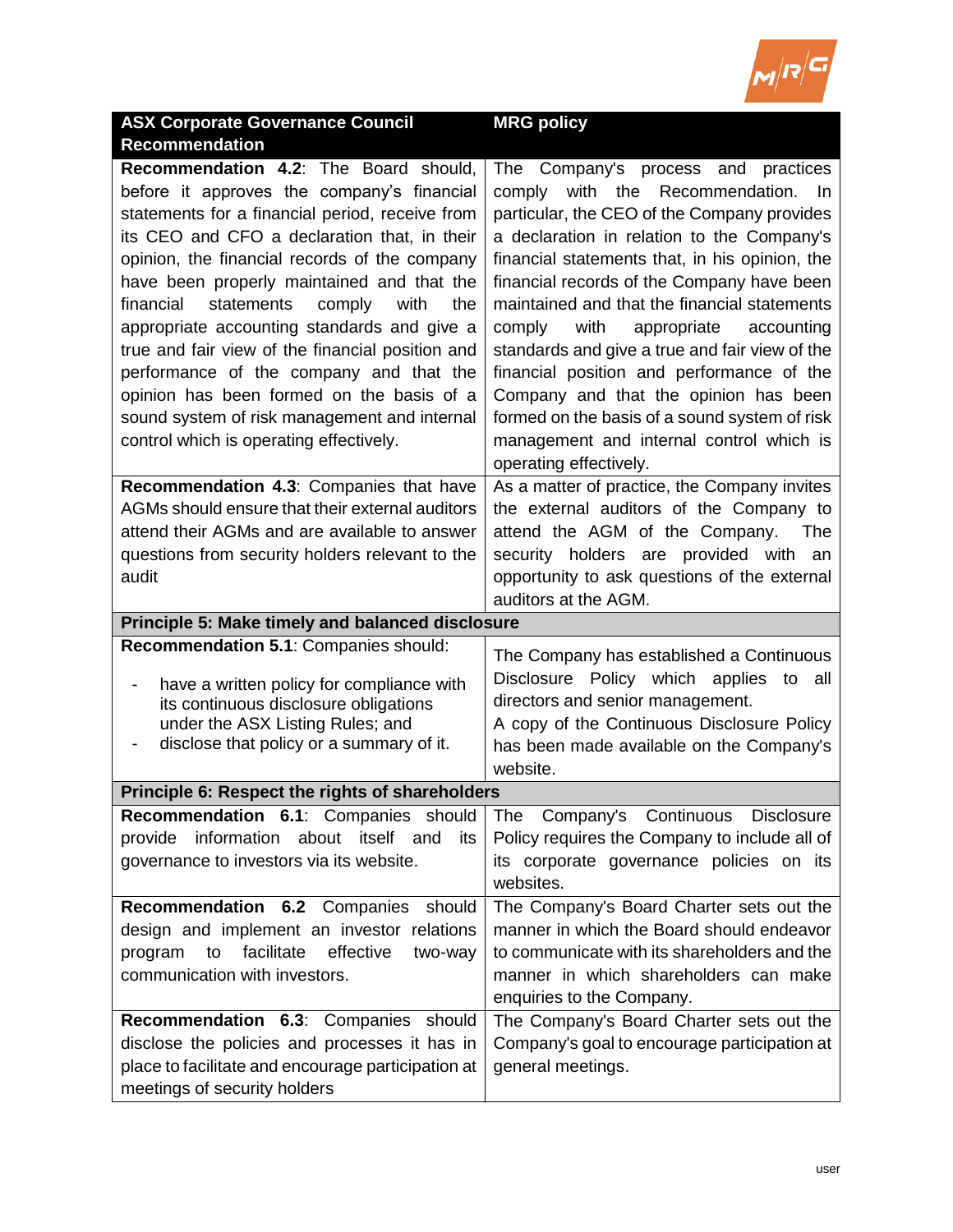| ASX Corporate Governance Council Recommendation | MRG policy |
|---|---|
| **Recommendation 4.2**: The Board should, before it approves the company's financial statements for a financial period, receive from its CEO and CFO a declaration that, in their opinion, the financial records of the company have been properly maintained and that the financial statements comply with the appropriate accounting standards and give a true and fair view of the financial position and performance of the company and that the opinion has been formed on the basis of a sound system of risk management and internal control which is operating effectively. | The Company's process and practices comply with the Recommendation. In particular, the CEO of the Company provides a declaration in relation to the Company's financial statements that, in his opinion, the financial records of the Company have been maintained and that the financial statements comply with appropriate accounting standards and give a true and fair view of the financial position and performance of the Company and that the opinion has been formed on the basis of a sound system of risk management and internal control which is operating effectively. |
| **Recommendation 4.3**: Companies that have AGMs should ensure that their external auditors attend their AGMs and are available to answer questions from security holders relevant to the audit | As a matter of practice, the Company invites the external auditors of the Company to attend the AGM of the Company. The security holders are provided with an opportunity to ask questions of the external auditors at the AGM. |
| **Principle 5: Make timely and balanced disclosure** | |
| **Recommendation 5.1**: Companies should:<br>- have a written policy for compliance with its continuous disclosure obligations under the ASX Listing Rules; and<br>- disclose that policy or a summary of it. | The Company has established a Continuous Disclosure Policy which applies to all directors and senior management.<br>A copy of the Continuous Disclosure Policy has been made available on the Company's website. |
| **Principle 6: Respect the rights of shareholders** | |
| **Recommendation 6.1**: Companies should provide information about itself and its governance to investors via its website. | The Company's Continuous Disclosure Policy requires the Company to include all of its corporate governance policies on its websites. |
| **Recommendation 6.2** Companies should design and implement an investor relations program to facilitate effective two-way communication with investors. | The Company's Board Charter sets out the manner in which the Board should endeavor to communicate with its shareholders and the manner in which shareholders can make enquiries to the Company. |
| **Recommendation 6.3**: Companies should disclose the policies and processes it has in place to facilitate and encourage participation at meetings of security holders | The Company's Board Charter sets out the Company's goal to encourage participation at general meetings. |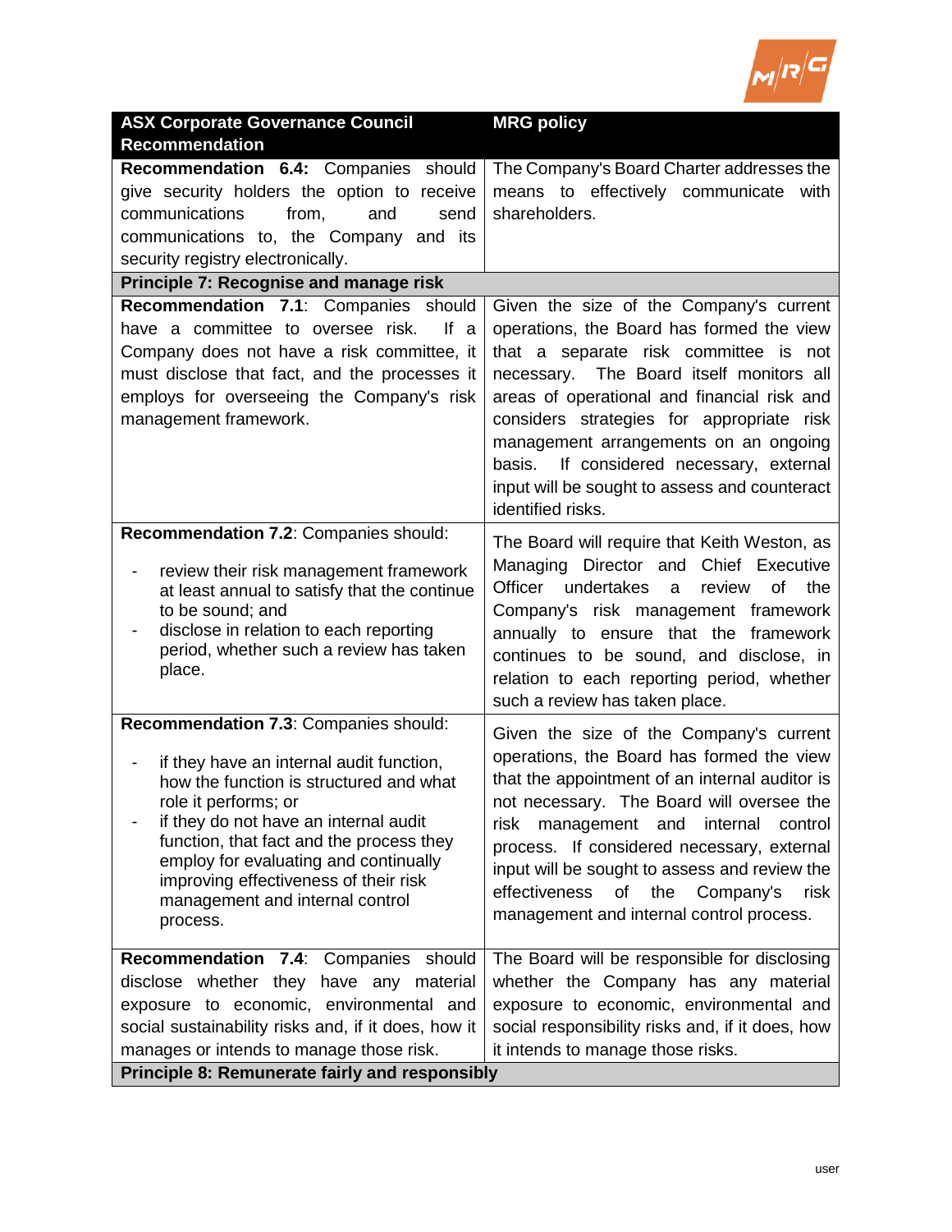| ASX Corporate Governance Council Recommendation | MRG policy |
|---|---|
| **Recommendation 6.4:** Companies should give security holders the option to receive communications from, and send communications to, the Company and its security registry electronically. | The Company's Board Charter addresses the means to effectively communicate with shareholders. |
| **Principle 7: Recognise and manage risk** | |
| **Recommendation 7.1**: Companies should have a committee to oversee risk. If a Company does not have a risk committee, it must disclose that fact, and the processes it employs for overseeing the Company's risk management framework. | Given the size of the Company's current operations, the Board has formed the view that a separate risk committee is not necessary. The Board itself monitors all areas of operational and financial risk and considers strategies for appropriate risk management arrangements on an ongoing basis. If considered necessary, external input will be sought to assess and counteract identified risks. |
| **Recommendation 7.2**: Companies should:<br>- review their risk management framework at least annual to satisfy that the continue to be sound; and<br>- disclose in relation to each reporting period, whether such a review has taken place. | The Board will require that Keith Weston, as Managing Director and Chief Executive Officer undertakes a review of the Company's risk management framework annually to ensure that the framework continues to be sound, and disclose, in relation to each reporting period, whether such a review has taken place. |
| **Recommendation 7.3**: Companies should:<br>- if they have an internal audit function, how the function is structured and what role it performs; or<br>- if they do not have an internal audit function, that fact and the process they employ for evaluating and continually improving effectiveness of their risk management and internal control process. | Given the size of the Company's current operations, the Board has formed the view that the appointment of an internal auditor is not necessary. The Board will oversee the risk management and internal control process. If considered necessary, external input will be sought to assess and review the effectiveness of the Company's risk management and internal control process. |
| **Recommendation 7.4**: Companies should disclose whether they have any material exposure to economic, environmental and social sustainability risks and, if it does, how it manages or intends to manage those risk. | The Board will be responsible for disclosing whether the Company has any material exposure to economic, environmental and social responsibility risks and, if it does, how it intends to manage those risks. |
| **Principle 8: Remunerate fairly and responsibly** | |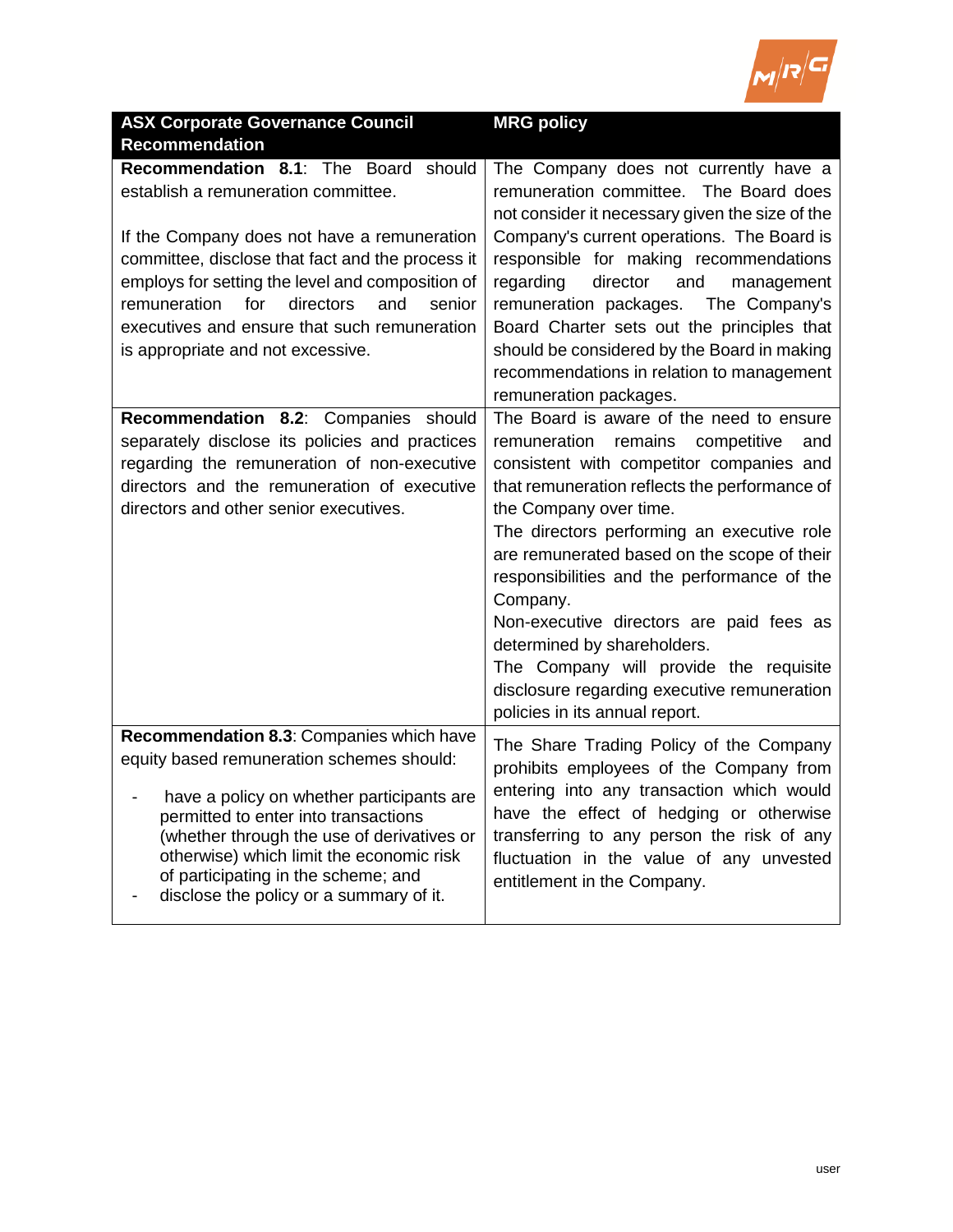| ASX Corporate Governance Council Recommendation | MRG policy |
|---|---|
| **Recommendation 8.1**: The Board should establish a remuneration committee.<br><br>If the Company does not have a remuneration committee, disclose that fact and the process it employs for setting the level and composition of remuneration for directors and senior executives and ensure that such remuneration is appropriate and not excessive. | The Company does not currently have a remuneration committee. The Board does not consider it necessary given the size of the Company's current operations. The Board is responsible for making recommendations regarding director and management remuneration packages. The Company's Board Charter sets out the principles that should be considered by the Board in making recommendations in relation to management remuneration packages. |
| **Recommendation 8.2**: Companies should separately disclose its policies and practices regarding the remuneration of non-executive directors and the remuneration of executive directors and other senior executives. | The Board is aware of the need to ensure remuneration remains competitive and consistent with competitor companies and that remuneration reflects the performance of the Company over time.<br>The directors performing an executive role are remunerated based on the scope of their responsibilities and the performance of the Company.<br>Non-executive directors are paid fees as determined by shareholders.<br>The Company will provide the requisite disclosure regarding executive remuneration policies in its annual report. |
| **Recommendation 8.3**: Companies which have equity based remuneration schemes should:<br><br>- have a policy on whether participants are permitted to enter into transactions (whether through the use of derivatives or otherwise) which limit the economic risk of participating in the scheme; and<br>- disclose the policy or a summary of it. | The Share Trading Policy of the Company prohibits employees of the Company from entering into any transaction which would have the effect of hedging or otherwise transferring to any person the risk of any fluctuation in the value of any unvested entitlement in the Company. |